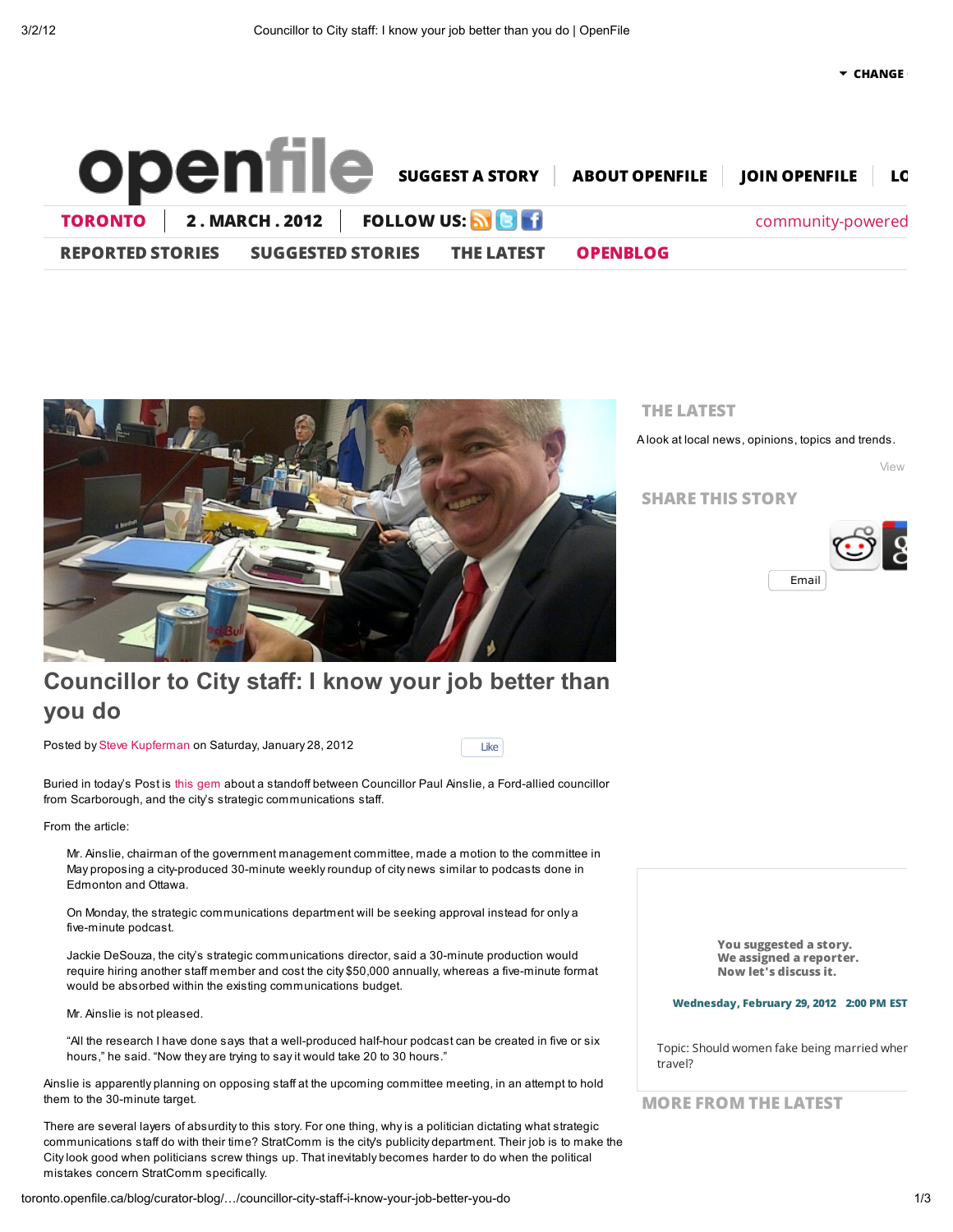SUGGEST A STORY | ABOUT OPENFILE | JOIN OPENFILE

TORONTO | 2 . MARCH . 2012 | FOLLOW US: | community-powered

REPORTED STORIES | SUGGESTED STORIES | THE LATEST | OPENBLOG

# Councillor to City staff: I know your job better than you do

Posted by Steve Kupferman on Saturday, January 28, 2012

Buried in today's Post is this gem about a standoff between Councillor Paul Ainslie, a Ford-allied councillor from Scarborough, and the city's strategic communications staff.

From the article:

> Mr. Ainslie, chairman of the government management committee, made a motion to the committee in May proposing a city-produced 30-minute weekly roundup of city news similar to podcasts done in Edmonton and Ottawa.
>
> On Monday, the strategic communications department will be seeking approval instead for only a five-minute podcast.
>
> Jackie DeSouza, the city's strategic communications director, said a 30-minute production would require hiring another staff member and cost the city $50,000 annually, whereas a five-minute format would be absorbed within the existing communications budget.
>
> Mr. Ainslie is not pleased.
>
> "All the research I have done says that a well-produced half-hour podcast can be created in five or six hours," he said. "Now they are trying to say it would take 20 to 30 hours."

Ainslie is apparently planning on opposing staff at the upcoming committee meeting, in an attempt to hold them to the 30-minute target.

There are several layers of absurdity to this story. For one thing, why is a politician dictating what strategic communications staff do with their time? StratComm is the city's publicity department. Their job is to make the City look good when politicians screw things up. That inevitably becomes harder to do when the political mistakes concern StratComm specifically.

## THE LATEST

A look at local news, opinions, topics and trends.

View

## SHARE THIS STORY

Email

You suggested a story.
We assigned a reporter.
Now let's discuss it.

Wednesday, February 29, 2012 2:00 PM EST

Topic: Should women fake being married wher travel?

## MORE FROM THE LATEST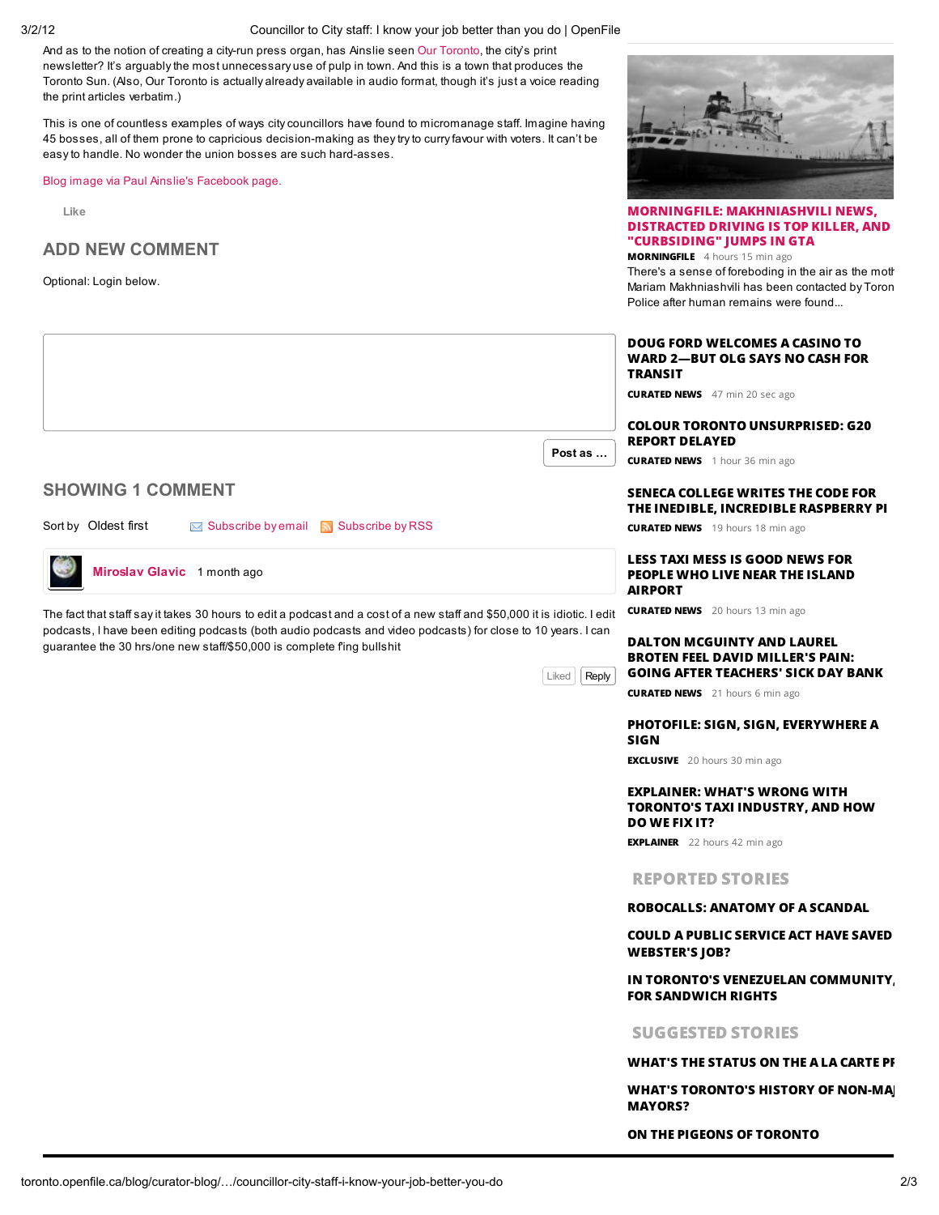And as to the notion of creating a city-run press organ, has Ainslie seen Our Toronto, the city's print newsletter? It's arguably the most unnecessary use of pulp in town. And this is a town that produces the Toronto Sun. (Also, Our Toronto is actually already available in audio format, though it's just a voice reading the print articles verbatim.)

This is one of countless examples of ways city councillors have found to micromanage staff. Imagine having 45 bosses, all of them prone to capricious decision-making as they try to curry favour with voters. It can't be easy to handle. No wonder the union bosses are such hard-asses.

Blog image via Paul Ainslie's Facebook page.

Like

## ADD NEW COMMENT

Optional: Login below.

Post as ...

## SHOWING 1 COMMENT

Sort by Oldest first Subscribe by email Subscribe by RSS

**Miroslav Glavic** 1 month ago

The fact that staff say it takes 30 hours to edit a podcast and a cost of a new staff and $50,000 it is idiotic. I edit podcasts, I have been editing podcasts (both audio podcasts and video podcasts) for close to 10 years. I can guarantee the 30 hrs/one new staff/$50,000 is complete f'ing bullshit

Liked Reply

### MORNINGFILE: MAKHNIASHVILI NEWS, DISTRACTED DRIVING IS TOP KILLER, AND "CURBSIDING" JUMPS IN GTA

**MORNINGFILE** 4 hours 15 min ago

There's a sense of foreboding in the air as the moth Mariam Makhniashvili has been contacted by Toron Police after human remains were found...

### DOUG FORD WELCOMES A CASINO TO WARD 2—BUT OLG SAYS NO CASH FOR TRANSIT

**CURATED NEWS** 47 min 20 sec ago

### COLOUR TORONTO UNSURPRISED: G20 REPORT DELAYED

**CURATED NEWS** 1 hour 36 min ago

### SENECA COLLEGE WRITES THE CODE FOR THE INEDIBLE, INCREDIBLE RASPBERRY PI

**CURATED NEWS** 19 hours 18 min ago

### LESS TAXI MESS IS GOOD NEWS FOR PEOPLE WHO LIVE NEAR THE ISLAND AIRPORT

**CURATED NEWS** 20 hours 13 min ago

### DALTON MCGUINTY AND LAUREL BROTEN FEEL DAVID MILLER'S PAIN: GOING AFTER TEACHERS' SICK DAY BANK

**CURATED NEWS** 21 hours 6 min ago

### PHOTOFILE: SIGN, SIGN, EVERYWHERE A SIGN

**EXCLUSIVE** 20 hours 30 min ago

### EXPLAINER: WHAT'S WRONG WITH TORONTO'S TAXI INDUSTRY, AND HOW DO WE FIX IT?

**EXPLAINER** 22 hours 42 min ago

## REPORTED STORIES

**ROBOCALLS: ANATOMY OF A SCANDAL**

**COULD A PUBLIC SERVICE ACT HAVE SAVED WEBSTER'S JOB?**

**IN TORONTO'S VENEZUELAN COMMUNITY, FOR SANDWICH RIGHTS**

## SUGGESTED STORIES

**WHAT'S THE STATUS ON THE A LA CARTE PI**

**WHAT'S TORONTO'S HISTORY OF NON-MA MAYORS?**

**ON THE PIGEONS OF TORONTO**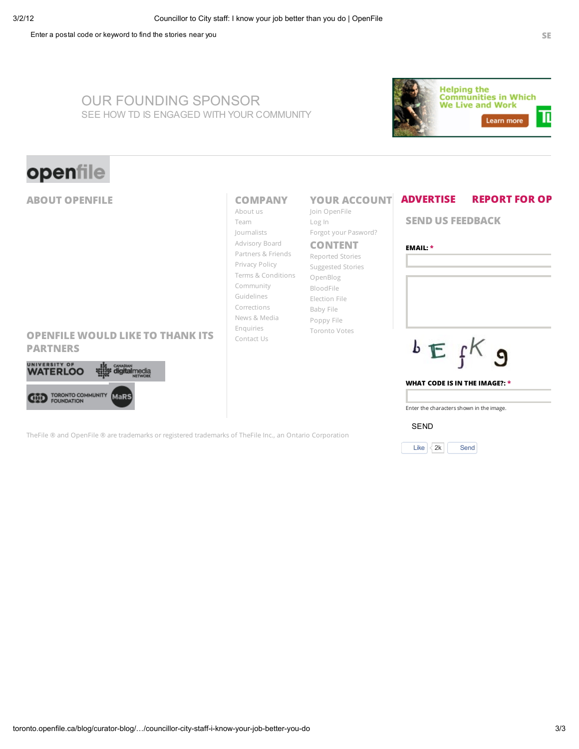Enter a postal code or keyword to find the stories near you

SE

OUR FOUNDING SPONSOR
SEE HOW TD IS ENGAGED WITH YOUR COMMUNITY

Helping the Communities in Which We Live and Work

Learn more

openfile

## ABOUT OPENFILE

## OPENFILE WOULD LIKE TO THANK ITS PARTNERS

UNIVERSITY OF WATERLOO

CANADIAN digitalmedia NETWORK

TORONTO COMMUNITY FOUNDATION

MaRS

## COMPANY

- About us
- Team
- Journalists
- Advisory Board
- Partners & Friends
- Privacy Policy
- Terms & Conditions
- Community Guidelines
- Corrections
- News & Media
- Enquiries
- Contact Us

## YOUR ACCOUNT

- Join OpenFile
- Log In
- Forgot your Pasword?

## CONTENT

- Reported Stories
- Suggested Stories
- OpenBlog
- BloodFile
- Election File
- Baby File
- Poppy File
- Toronto Votes

## ADVERTISE

## REPORT FOR OP

## SEND US FEEDBACK

**EMAIL:** *

**WHAT CODE IS IN THE IMAGE?:** *

Enter the characters shown in the image.

SEND

Like 2k Send

TheFile ® and OpenFile ® are trademarks or registered trademarks of TheFile Inc., an Ontario Corporation